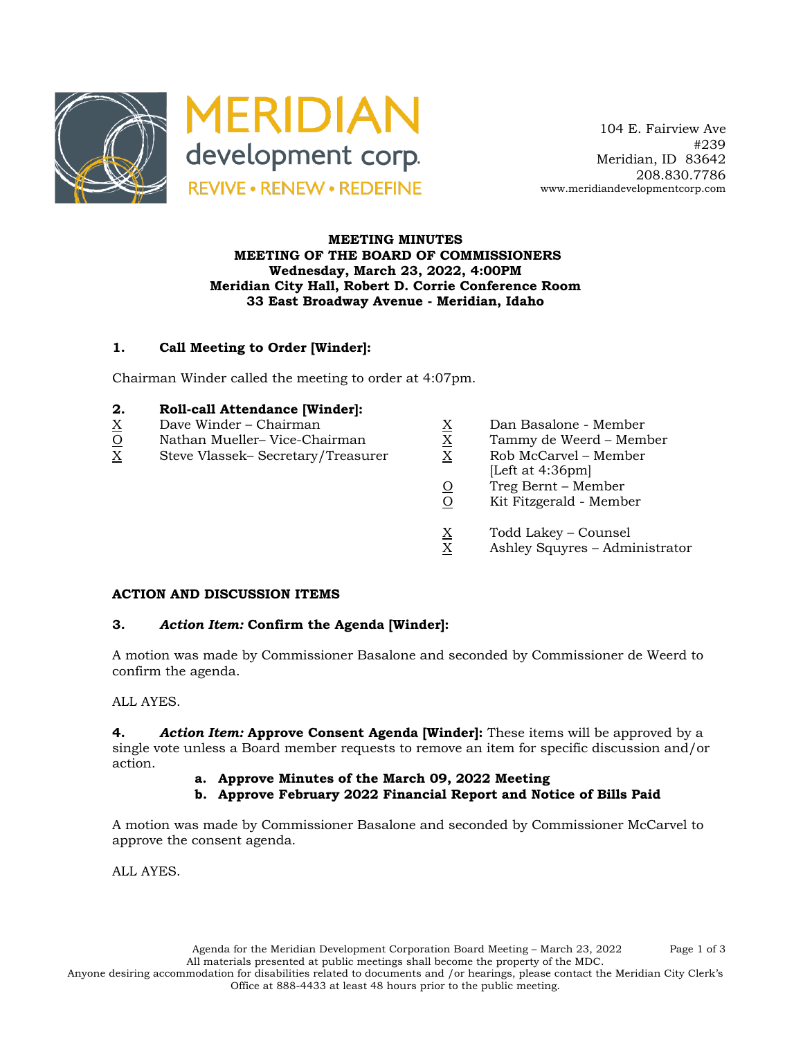MERIDIAN development corp.
REVIVE • RENEW • REDEFINE

104 E. Fairview Ave
#239
Meridian, ID 83642
208.830.7786
www.meridiandevelopmentcorp.com

**MEETING MINUTES**
**MEETING OF THE BOARD OF COMMISSIONERS**
**Wednesday, March 23, 2022, 4:00PM**
**Meridian City Hall, Robert D. Corrie Conference Room**
**33 East Broadway Avenue - Meridian, Idaho**

### 1. Call Meeting to Order [Winder]:

Chairman Winder called the meeting to order at 4:07pm.

### 2. Roll-call Attendance [Winder]:

X Dave Winder – Chairman
O Nathan Mueller– Vice-Chairman
X Steve Vlassek– Secretary/Treasurer
X Dan Basalone - Member
X Tammy de Weerd – Member
X Rob McCarvel – Member [Left at 4:36pm]
O Treg Bernt – Member
O Kit Fitzgerald - Member

X Todd Lakey – Counsel
X Ashley Squyres – Administrator

**ACTION AND DISCUSSION ITEMS**

### 3. *Action Item:* Confirm the Agenda [Winder]:

A motion was made by Commissioner Basalone and seconded by Commissioner de Weerd to confirm the agenda.

ALL AYES.

**4.** ***Action Item:* Approve Consent Agenda [Winder]:** These items will be approved by a single vote unless a Board member requests to remove an item for specific discussion and/or action.

- **a. Approve Minutes of the March 09, 2022 Meeting**
- **b. Approve February 2022 Financial Report and Notice of Bills Paid**

A motion was made by Commissioner Basalone and seconded by Commissioner McCarvel to approve the consent agenda.

ALL AYES.

All materials presented at public meetings shall become the property of the MDC.
Anyone desiring accommodation for disabilities related to documents and /or hearings, please contact the Meridian City Clerk's Office at 888-4433 at least 48 hours prior to the public meeting.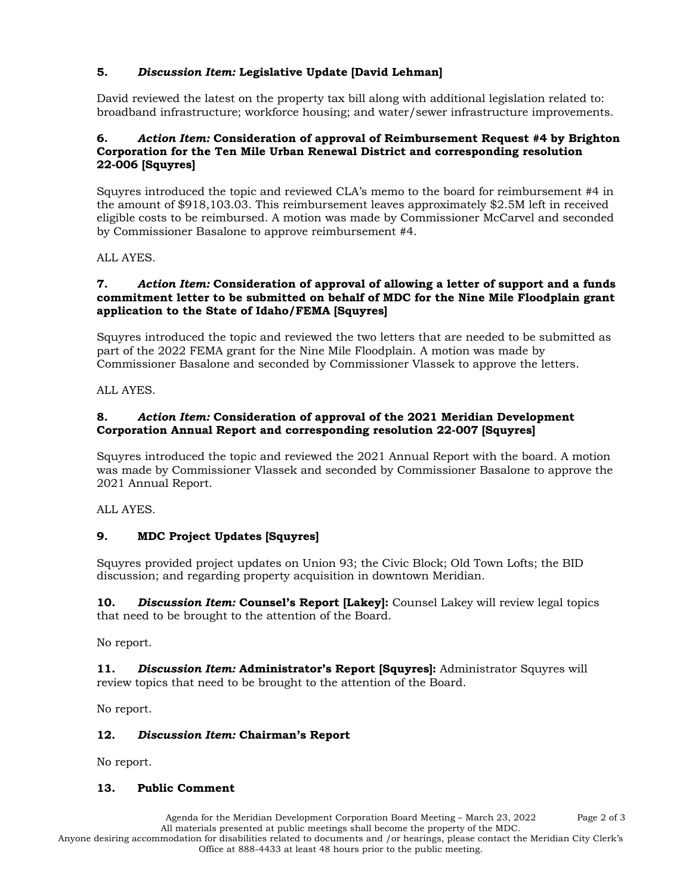**5. *Discussion Item:* Legislative Update [David Lehman]**

David reviewed the latest on the property tax bill along with additional legislation related to: broadband infrastructure; workforce housing; and water/sewer infrastructure improvements.

**6. *Action Item:* Consideration of approval of Reimbursement Request #4 by Brighton Corporation for the Ten Mile Urban Renewal District and corresponding resolution 22-006 [Squyres]**

Squyres introduced the topic and reviewed CLA's memo to the board for reimbursement #4 in the amount of $918,103.03. This reimbursement leaves approximately $2.5M left in received eligible costs to be reimbursed. A motion was made by Commissioner McCarvel and seconded by Commissioner Basalone to approve reimbursement #4.

ALL AYES.

**7. *Action Item:* Consideration of approval of allowing a letter of support and a funds commitment letter to be submitted on behalf of MDC for the Nine Mile Floodplain grant application to the State of Idaho/FEMA [Squyres]**

Squyres introduced the topic and reviewed the two letters that are needed to be submitted as part of the 2022 FEMA grant for the Nine Mile Floodplain. A motion was made by Commissioner Basalone and seconded by Commissioner Vlassek to approve the letters.

ALL AYES.

**8. *Action Item:* Consideration of approval of the 2021 Meridian Development Corporation Annual Report and corresponding resolution 22-007 [Squyres]**

Squyres introduced the topic and reviewed the 2021 Annual Report with the board. A motion was made by Commissioner Vlassek and seconded by Commissioner Basalone to approve the 2021 Annual Report.

ALL AYES.

**9. MDC Project Updates [Squyres]**

Squyres provided project updates on Union 93; the Civic Block; Old Town Lofts; the BID discussion; and regarding property acquisition in downtown Meridian.

**10. *Discussion Item:* Counsel's Report [Lakey]:** Counsel Lakey will review legal topics that need to be brought to the attention of the Board.

No report.

**11. *Discussion Item:* Administrator's Report [Squyres]:** Administrator Squyres will review topics that need to be brought to the attention of the Board.

No report.

**12. *Discussion Item:* Chairman's Report**

No report.

**13. Public Comment**

Agenda for the Meridian Development Corporation Board Meeting – March 23, 2022

All materials presented at public meetings shall become the property of the MDC.

Anyone desiring accommodation for disabilities related to documents and /or hearings, please contact the Meridian City Clerk's Office at 888-4433 at least 48 hours prior to the public meeting.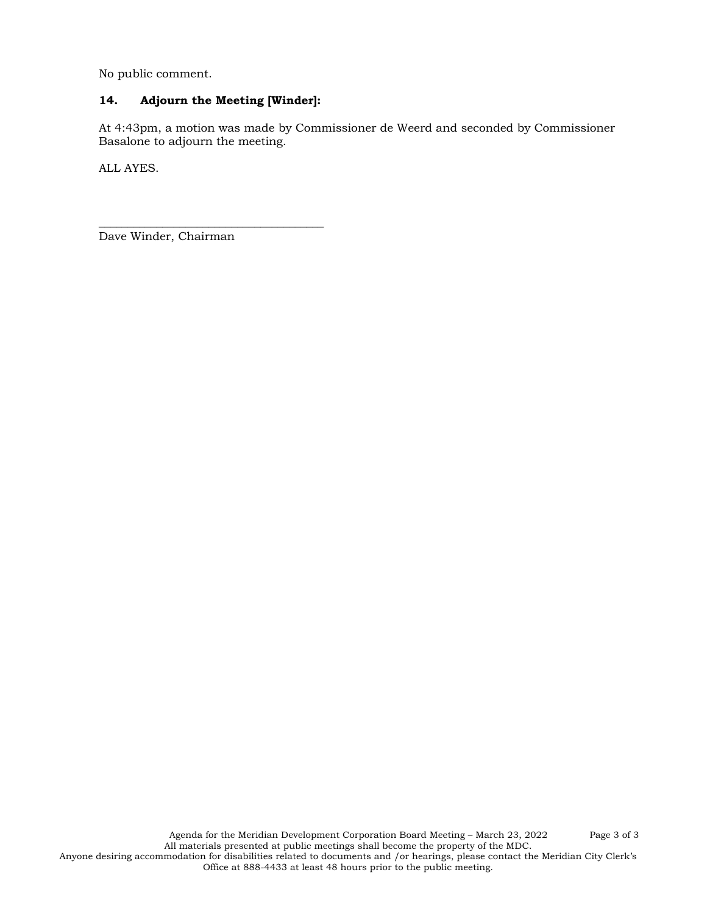No public comment.

**14. Adjourn the Meeting [Winder]:**

At 4:43pm, a motion was made by Commissioner de Weerd and seconded by Commissioner Basalone to adjourn the meeting.

ALL AYES.

_____________________________________

Dave Winder, Chairman